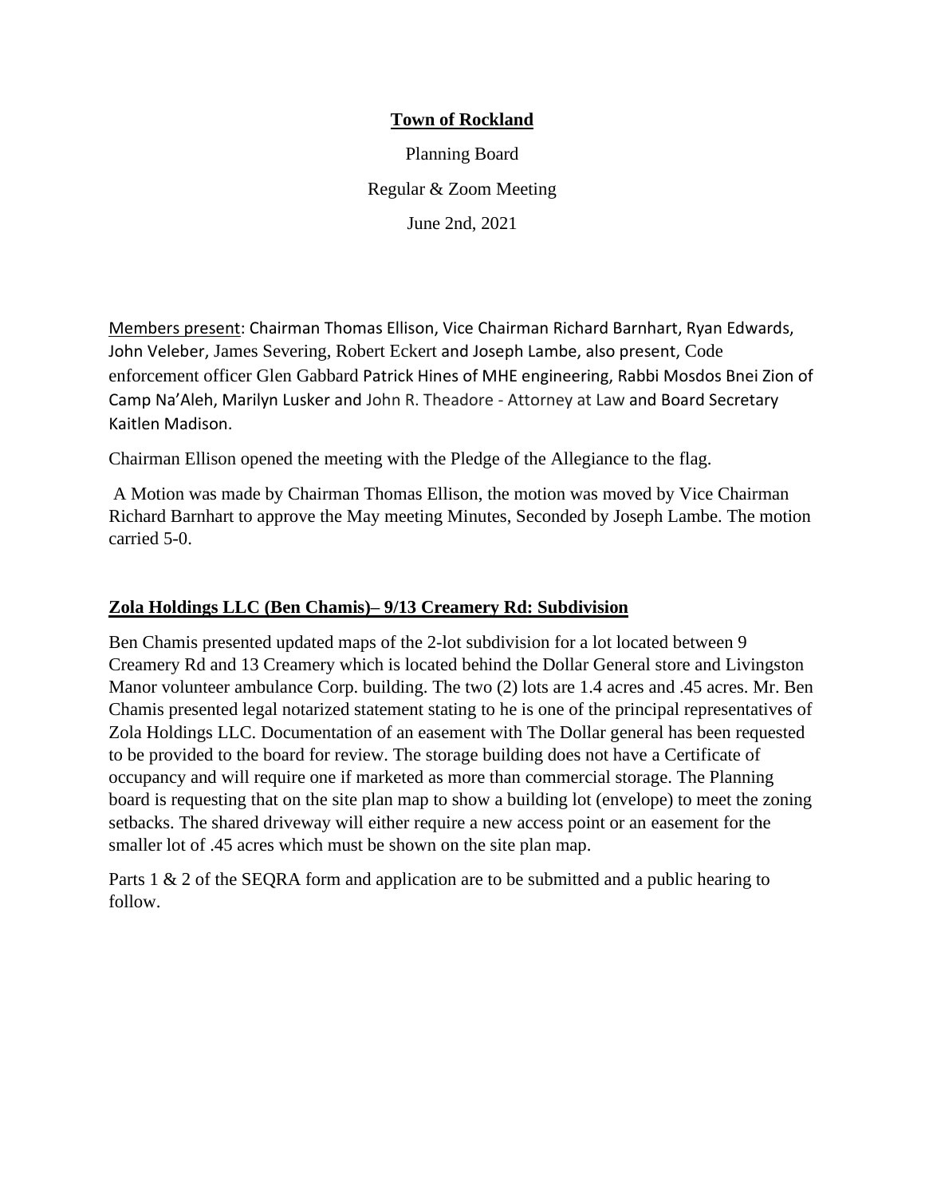**Town of Rockland**

Planning Board

Regular & Zoom Meeting

June 2nd, 2021

Members present: Chairman Thomas Ellison, Vice Chairman Richard Barnhart, Ryan Edwards, John Veleber, James Severing, Robert Eckert and Joseph Lambe, also present, Code enforcement officer Glen Gabbard Patrick Hines of MHE engineering, Rabbi Mosdos Bnei Zion of Camp Na'Aleh, Marilyn Lusker and John R. Theadore - Attorney at Law and Board Secretary Kaitlen Madison.

Chairman Ellison opened the meeting with the Pledge of the Allegiance to the flag.

A Motion was made by Chairman Thomas Ellison, the motion was moved by Vice Chairman Richard Barnhart to approve the May meeting Minutes, Seconded by Joseph Lambe. The motion carried 5-0.

## Zola Holdings LLC (Ben Chamis)– 9/13 Creamery Rd: Subdivision

Ben Chamis presented updated maps of the 2-lot subdivision for a lot located between 9 Creamery Rd and 13 Creamery which is located behind the Dollar General store and Livingston Manor volunteer ambulance Corp. building. The two (2) lots are 1.4 acres and .45 acres. Mr. Ben Chamis presented legal notarized statement stating to he is one of the principal representatives of Zola Holdings LLC. Documentation of an easement with The Dollar general has been requested to be provided to the board for review. The storage building does not have a Certificate of occupancy and will require one if marketed as more than commercial storage. The Planning board is requesting that on the site plan map to show a building lot (envelope) to meet the zoning setbacks. The shared driveway will either require a new access point or an easement for the smaller lot of .45 acres which must be shown on the site plan map.

Parts 1 & 2 of the SEQRA form and application are to be submitted and a public hearing to follow.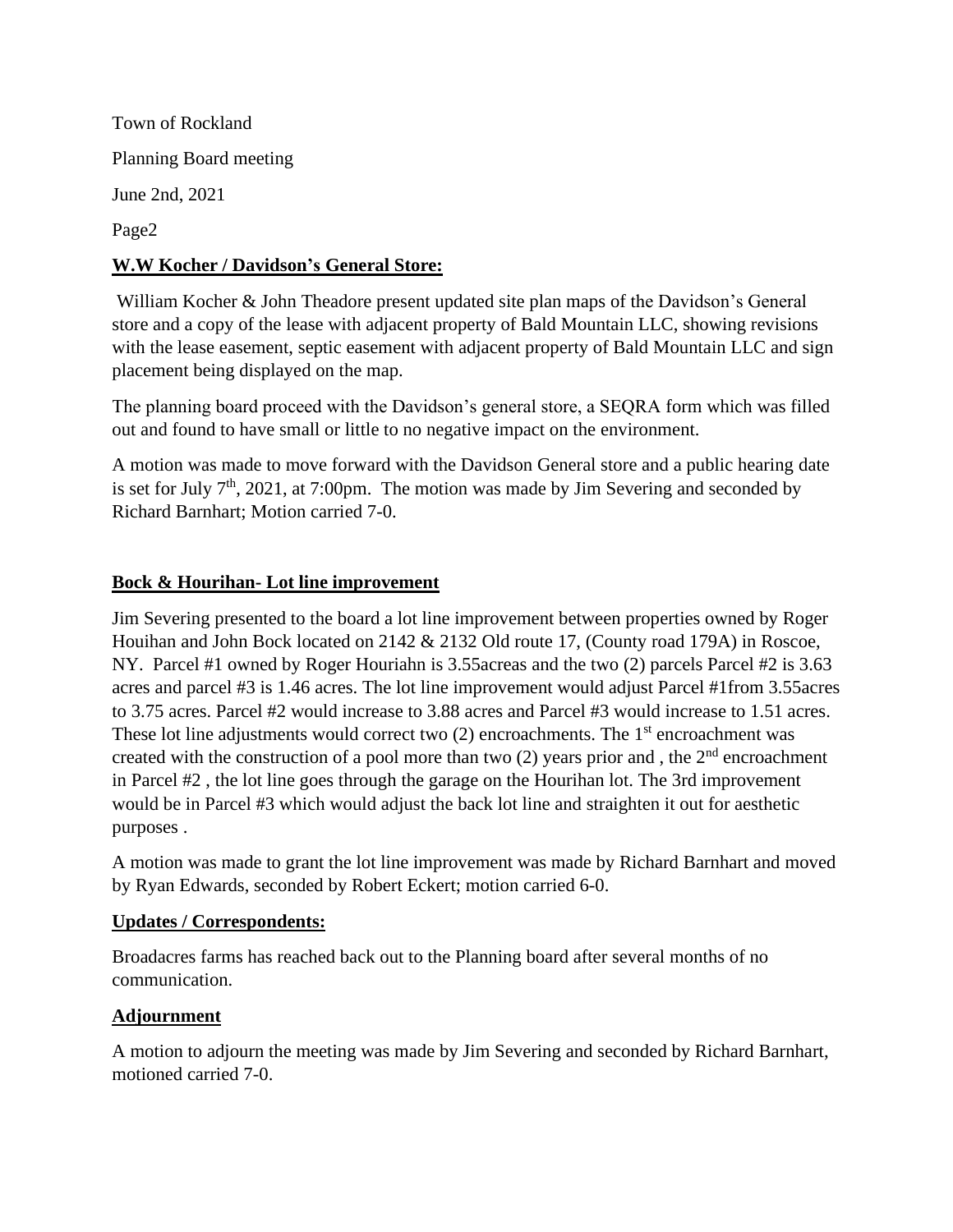Town of Rockland

Planning Board meeting

June 2nd, 2021

Page2

**W.W Kocher / Davidson's General Store:**

William Kocher & John Theadore present updated site plan maps of the Davidson's General store and a copy of the lease with adjacent property of Bald Mountain LLC, showing revisions with the lease easement, septic easement with adjacent property of Bald Mountain LLC and sign placement being displayed on the map.

The planning board proceed with the Davidson's general store, a SEQRA form which was filled out and found to have small or little to no negative impact on the environment.

A motion was made to move forward with the Davidson General store and a public hearing date is set for July 7th, 2021, at 7:00pm. The motion was made by Jim Severing and seconded by Richard Barnhart; Motion carried 7-0.

**Bock & Hourihan- Lot line improvement**

Jim Severing presented to the board a lot line improvement between properties owned by Roger Houihan and John Bock located on 2142 & 2132 Old route 17, (County road 179A) in Roscoe, NY. Parcel #1 owned by Roger Houriahn is 3.55acreas and the two (2) parcels Parcel #2 is 3.63 acres and parcel #3 is 1.46 acres. The lot line improvement would adjust Parcel #1from 3.55acres to 3.75 acres. Parcel #2 would increase to 3.88 acres and Parcel #3 would increase to 1.51 acres. These lot line adjustments would correct two (2) encroachments. The 1st encroachment was created with the construction of a pool more than two (2) years prior and , the 2nd encroachment in Parcel #2 , the lot line goes through the garage on the Hourihan lot. The 3rd improvement would be in Parcel #3 which would adjust the back lot line and straighten it out for aesthetic purposes .

A motion was made to grant the lot line improvement was made by Richard Barnhart and moved by Ryan Edwards, seconded by Robert Eckert; motion carried 6-0.

**Updates / Correspondents:**

Broadacres farms has reached back out to the Planning board after several months of no communication.

**Adjournment**

A motion to adjourn the meeting was made by Jim Severing and seconded by Richard Barnhart, motioned carried 7-0.